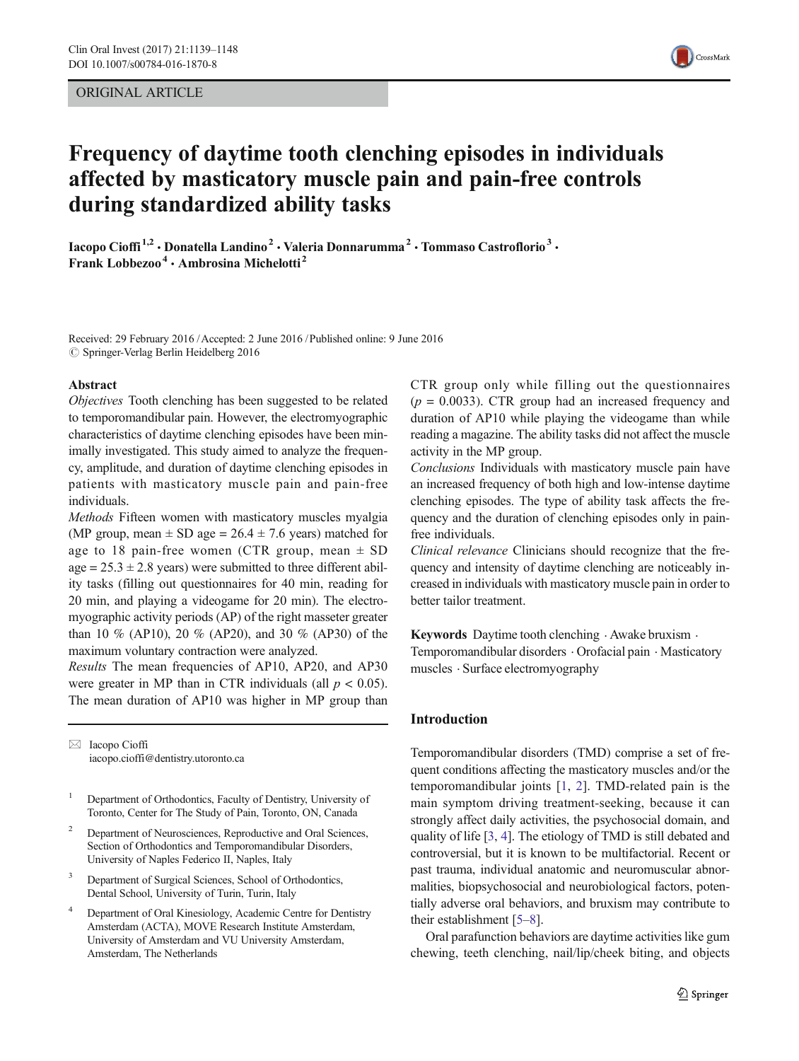ORIGINAL ARTICLE

# Frequency of daytime tooth clenching episodes in individuals affected by masticatory muscle pain and pain-free controls during standardized ability tasks

**Iacopo Cioffi**[1,2] **· Donatella Landino**[2] **· Valeria Donnarumma**[2] **· Tommaso Castroflorio**[3] **· Frank Lobbezoo**[4] **· Ambrosina Michelotti**[2]

Received: 29 February 2016 / Accepted: 2 June 2016 / Published online: 9 June 2016
© Springer-Verlag Berlin Heidelberg 2016

## Abstract

*Objectives* Tooth clenching has been suggested to be related to temporomandibular pain. However, the electromyographic characteristics of daytime clenching episodes have been minimally investigated. This study aimed to analyze the frequency, amplitude, and duration of daytime clenching episodes in patients with masticatory muscle pain and pain-free individuals.

*Methods* Fifteen women with masticatory muscles myalgia (MP group, mean ± SD age = 26.4 ± 7.6 years) matched for age to 18 pain-free women (CTR group, mean ± SD age = 25.3 ± 2.8 years) were submitted to three different ability tasks (filling out questionnaires for 40 min, reading for 20 min, and playing a videogame for 20 min). The electromyographic activity periods (AP) of the right masseter greater than 10 % (AP10), 20 % (AP20), and 30 % (AP30) of the maximum voluntary contraction were analyzed.

*Results* The mean frequencies of AP10, AP20, and AP30 were greater in MP than in CTR individuals (all $p < 0.05$). The mean duration of AP10 was higher in MP group than CTR group only while filling out the questionnaires ($p = 0.0033$). CTR group had an increased frequency and duration of AP10 while playing the videogame than while reading a magazine. The ability tasks did not affect the muscle activity in the MP group.

*Conclusions* Individuals with masticatory muscle pain have an increased frequency of both high and low-intense daytime clenching episodes. The type of ability task affects the frequency and the duration of clenching episodes only in pain-free individuals.

*Clinical relevance* Clinicians should recognize that the frequency and intensity of daytime clenching are noticeably increased in individuals with masticatory muscle pain in order to better tailor treatment.

**Keywords** Daytime tooth clenching · Awake bruxism · Temporomandibular disorders · Orofacial pain · Masticatory muscles · Surface electromyography

## Introduction

Temporomandibular disorders (TMD) comprise a set of frequent conditions affecting the masticatory muscles and/or the temporomandibular joints [1, 2]. TMD-related pain is the main symptom driving treatment-seeking, because it can strongly affect daily activities, the psychosocial domain, and quality of life [3, 4]. The etiology of TMD is still debated and controversial, but it is known to be multifactorial. Recent or past trauma, individual anatomic and neuromuscular abnormalities, biopsychosocial and neurobiological factors, potentially adverse oral behaviors, and bruxism may contribute to their establishment [5–8].

Oral parafunction behaviors are daytime activities like gum chewing, teeth clenching, nail/lip/cheek biting, and objects

---

✉ Iacopo Cioffi
iacopo.cioffi@dentistry.utoronto.ca

1 Department of Orthodontics, Faculty of Dentistry, University of Toronto, Center for The Study of Pain, Toronto, ON, Canada

2 Department of Neurosciences, Reproductive and Oral Sciences, Section of Orthodontics and Temporomandibular Disorders, University of Naples Federico II, Naples, Italy

3 Department of Surgical Sciences, School of Orthodontics, Dental School, University of Turin, Turin, Italy

4 Department of Oral Kinesiology, Academic Centre for Dentistry Amsterdam (ACTA), MOVE Research Institute Amsterdam, University of Amsterdam and VU University Amsterdam, Amsterdam, The Netherlands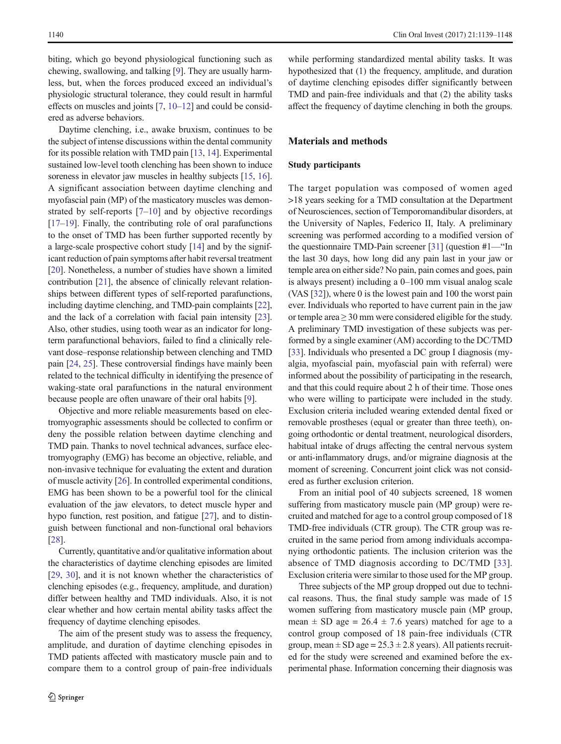biting, which go beyond physiological functioning such as chewing, swallowing, and talking [9]. They are usually harmless, but, when the forces produced exceed an individual's physiologic structural tolerance, they could result in harmful effects on muscles and joints [7, 10–12] and could be considered as adverse behaviors.

Daytime clenching, i.e., awake bruxism, continues to be the subject of intense discussions within the dental community for its possible relation with TMD pain [13, 14]. Experimental sustained low-level tooth clenching has been shown to induce soreness in elevator jaw muscles in healthy subjects [15, 16]. A significant association between daytime clenching and myofascial pain (MP) of the masticatory muscles was demonstrated by self-reports [7–10] and by objective recordings [17–19]. Finally, the contributing role of oral parafunctions to the onset of TMD has been further supported recently by a large-scale prospective cohort study [14] and by the significant reduction of pain symptoms after habit reversal treatment [20]. Nonetheless, a number of studies have shown a limited contribution [21], the absence of clinically relevant relationships between different types of self-reported parafunctions, including daytime clenching, and TMD-pain complaints [22], and the lack of a correlation with facial pain intensity [23]. Also, other studies, using tooth wear as an indicator for long-term parafunctional behaviors, failed to find a clinically relevant dose–response relationship between clenching and TMD pain [24, 25]. These controversial findings have mainly been related to the technical difficulty in identifying the presence of waking-state oral parafunctions in the natural environment because people are often unaware of their oral habits [9].

Objective and more reliable measurements based on electromyographic assessments should be collected to confirm or deny the possible relation between daytime clenching and TMD pain. Thanks to novel technical advances, surface electromyography (EMG) has become an objective, reliable, and non-invasive technique for evaluating the extent and duration of muscle activity [26]. In controlled experimental conditions, EMG has been shown to be a powerful tool for the clinical evaluation of the jaw elevators, to detect muscle hyper and hypo function, rest position, and fatigue [27], and to distinguish between functional and non-functional oral behaviors [28].

Currently, quantitative and/or qualitative information about the characteristics of daytime clenching episodes are limited [29, 30], and it is not known whether the characteristics of clenching episodes (e.g., frequency, amplitude, and duration) differ between healthy and TMD individuals. Also, it is not clear whether and how certain mental ability tasks affect the frequency of daytime clenching episodes.

The aim of the present study was to assess the frequency, amplitude, and duration of daytime clenching episodes in TMD patients affected with masticatory muscle pain and to compare them to a control group of pain-free individuals while performing standardized mental ability tasks. It was hypothesized that (1) the frequency, amplitude, and duration of daytime clenching episodes differ significantly between TMD and pain-free individuals and that (2) the ability tasks affect the frequency of daytime clenching in both the groups.

## Materials and methods

### Study participants

The target population was composed of women aged >18 years seeking for a TMD consultation at the Department of Neurosciences, section of Temporomandibular disorders, at the University of Naples, Federico II, Italy. A preliminary screening was performed according to a modified version of the questionnaire TMD-Pain screener [31] (question #1—"In the last 30 days, how long did any pain last in your jaw or temple area on either side? No pain, pain comes and goes, pain is always present) including a 0–100 mm visual analog scale (VAS [32]), where 0 is the lowest pain and 100 the worst pain ever. Individuals who reported to have current pain in the jaw or temple area ≥ 30 mm were considered eligible for the study. A preliminary TMD investigation of these subjects was performed by a single examiner (AM) according to the DC/TMD [33]. Individuals who presented a DC group I diagnosis (myalgia, myofascial pain, myofascial pain with referral) were informed about the possibility of participating in the research, and that this could require about 2 h of their time. Those ones who were willing to participate were included in the study. Exclusion criteria included wearing extended dental fixed or removable prostheses (equal or greater than three teeth), ongoing orthodontic or dental treatment, neurological disorders, habitual intake of drugs affecting the central nervous system or anti-inflammatory drugs, and/or migraine diagnosis at the moment of screening. Concurrent joint click was not considered as further exclusion criterion.

From an initial pool of 40 subjects screened, 18 women suffering from masticatory muscle pain (MP group) were recruited and matched for age to a control group composed of 18 TMD-free individuals (CTR group). The CTR group was recruited in the same period from among individuals accompanying orthodontic patients. The inclusion criterion was the absence of TMD diagnosis according to DC/TMD [33]. Exclusion criteria were similar to those used for the MP group.

Three subjects of the MP group dropped out due to technical reasons. Thus, the final study sample was made of 15 women suffering from masticatory muscle pain (MP group, mean ± SD age = 26.4 ± 7.6 years) matched for age to a control group composed of 18 pain-free individuals (CTR group, mean ± SD age = 25.3 ± 2.8 years). All patients recruited for the study were screened and examined before the experimental phase. Information concerning their diagnosis was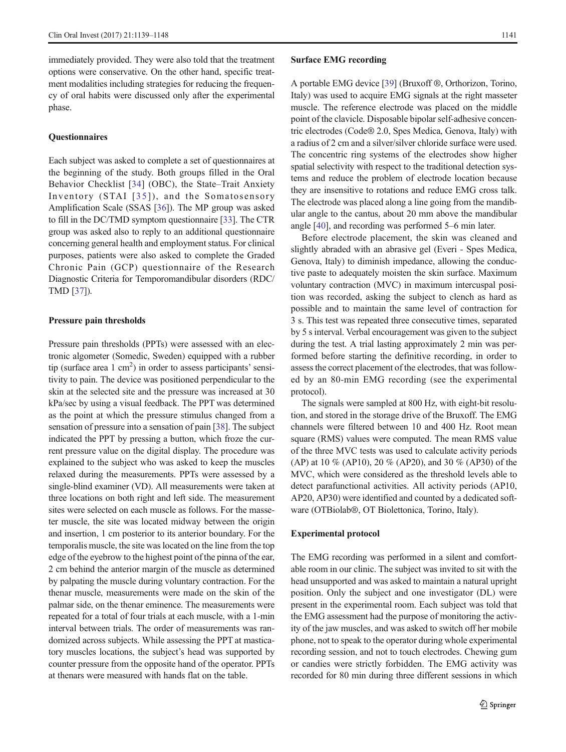immediately provided. They were also told that the treatment options were conservative. On the other hand, specific treatment modalities including strategies for reducing the frequency of oral habits were discussed only after the experimental phase.

### Questionnaires

Each subject was asked to complete a set of questionnaires at the beginning of the study. Both groups filled in the Oral Behavior Checklist [34] (OBC), the State–Trait Anxiety Inventory (STAI [35]), and the Somatosensory Amplification Scale (SSAS [36]). The MP group was asked to fill in the DC/TMD symptom questionnaire [33]. The CTR group was asked also to reply to an additional questionnaire concerning general health and employment status. For clinical purposes, patients were also asked to complete the Graded Chronic Pain (GCP) questionnaire of the Research Diagnostic Criteria for Temporomandibular disorders (RDC/TMD [37]).

### Pressure pain thresholds

Pressure pain thresholds (PPTs) were assessed with an electronic algometer (Somedic, Sweden) equipped with a rubber tip (surface area 1 cm$^2$) in order to assess participants' sensitivity to pain. The device was positioned perpendicular to the skin at the selected site and the pressure was increased at 30 kPa/sec by using a visual feedback. The PPT was determined as the point at which the pressure stimulus changed from a sensation of pressure into a sensation of pain [38]. The subject indicated the PPT by pressing a button, which froze the current pressure value on the digital display. The procedure was explained to the subject who was asked to keep the muscles relaxed during the measurements. PPTs were assessed by a single-blind examiner (VD). All measurements were taken at three locations on both right and left side. The measurement sites were selected on each muscle as follows. For the masseter muscle, the site was located midway between the origin and insertion, 1 cm posterior to its anterior boundary. For the temporalis muscle, the site was located on the line from the top edge of the eyebrow to the highest point of the pinna of the ear, 2 cm behind the anterior margin of the muscle as determined by palpating the muscle during voluntary contraction. For the thenar muscle, measurements were made on the skin of the palmar side, on the thenar eminence. The measurements were repeated for a total of four trials at each muscle, with a 1-min interval between trials. The order of measurements was randomized across subjects. While assessing the PPT at masticatory muscles locations, the subject's head was supported by counter pressure from the opposite hand of the operator. PPTs at thenars were measured with hands flat on the table.

### Surface EMG recording

A portable EMG device [39] (Bruxoff ®, Orthorizon, Torino, Italy) was used to acquire EMG signals at the right masseter muscle. The reference electrode was placed on the middle point of the clavicle. Disposable bipolar self-adhesive concentric electrodes (Code® 2.0, Spes Medica, Genova, Italy) with a radius of 2 cm and a silver/silver chloride surface were used. The concentric ring systems of the electrodes show higher spatial selectivity with respect to the traditional detection systems and reduce the problem of electrode location because they are insensitive to rotations and reduce EMG cross talk. The electrode was placed along a line going from the mandibular angle to the cantus, about 20 mm above the mandibular angle [40], and recording was performed 5–6 min later.

Before electrode placement, the skin was cleaned and slightly abraded with an abrasive gel (Everi - Spes Medica, Genova, Italy) to diminish impedance, allowing the conductive paste to adequately moisten the skin surface. Maximum voluntary contraction (MVC) in maximum intercuspal position was recorded, asking the subject to clench as hard as possible and to maintain the same level of contraction for 3 s. This test was repeated three consecutive times, separated by 5 s interval. Verbal encouragement was given to the subject during the test. A trial lasting approximately 2 min was performed before starting the definitive recording, in order to assess the correct placement of the electrodes, that was followed by an 80-min EMG recording (see the experimental protocol).

The signals were sampled at 800 Hz, with eight-bit resolution, and stored in the storage drive of the Bruxoff. The EMG channels were filtered between 10 and 400 Hz. Root mean square (RMS) values were computed. The mean RMS value of the three MVC tests was used to calculate activity periods (AP) at 10 % (AP10), 20 % (AP20), and 30 % (AP30) of the MVC, which were considered as the threshold levels able to detect parafunctional activities. All activity periods (AP10, AP20, AP30) were identified and counted by a dedicated software (OTBiolab®, OT Biolettonica, Torino, Italy).

### Experimental protocol

The EMG recording was performed in a silent and comfortable room in our clinic. The subject was invited to sit with the head unsupported and was asked to maintain a natural upright position. Only the subject and one investigator (DL) were present in the experimental room. Each subject was told that the EMG assessment had the purpose of monitoring the activity of the jaw muscles, and was asked to switch off her mobile phone, not to speak to the operator during whole experimental recording session, and not to touch electrodes. Chewing gum or candies were strictly forbidden. The EMG activity was recorded for 80 min during three different sessions in which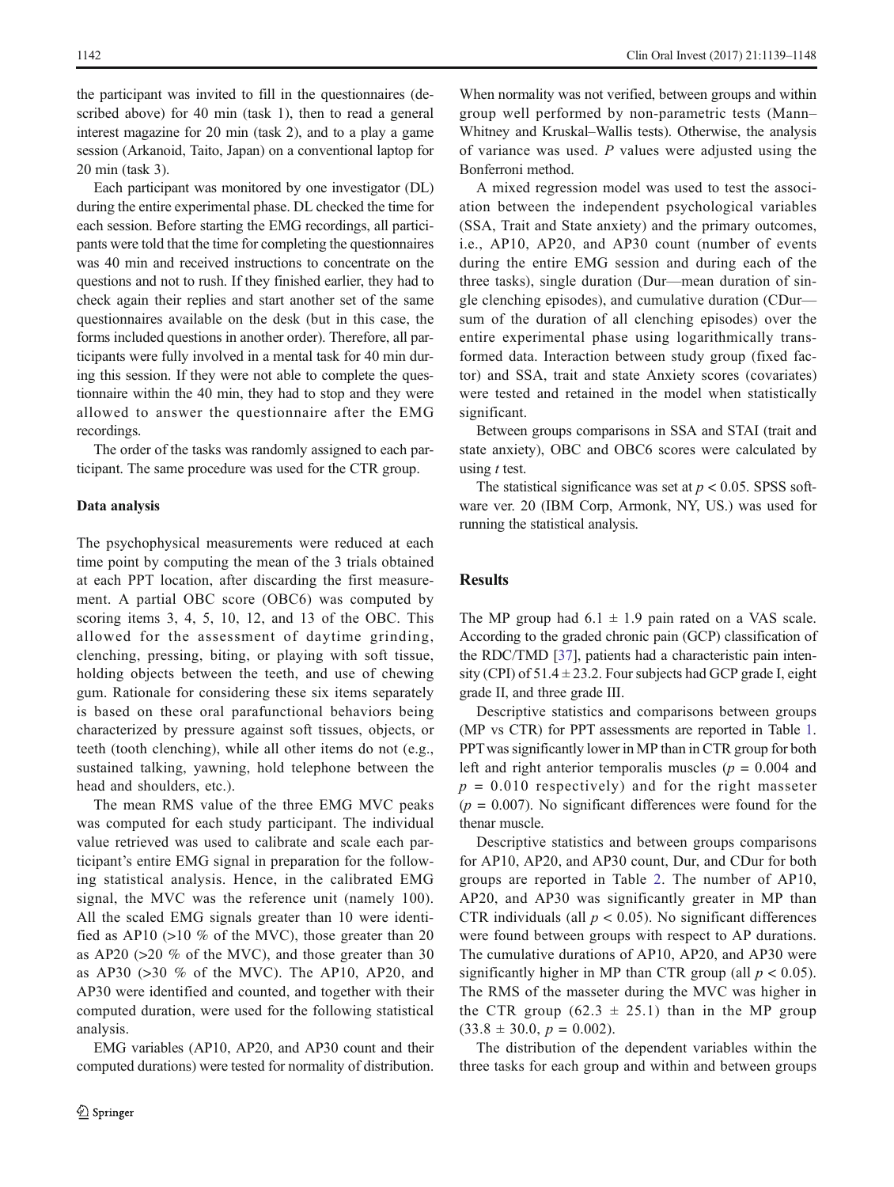the participant was invited to fill in the questionnaires (described above) for 40 min (task 1), then to read a general interest magazine for 20 min (task 2), and to a play a game session (Arkanoid, Taito, Japan) on a conventional laptop for 20 min (task 3).

Each participant was monitored by one investigator (DL) during the entire experimental phase. DL checked the time for each session. Before starting the EMG recordings, all participants were told that the time for completing the questionnaires was 40 min and received instructions to concentrate on the questions and not to rush. If they finished earlier, they had to check again their replies and start another set of the same questionnaires available on the desk (but in this case, the forms included questions in another order). Therefore, all participants were fully involved in a mental task for 40 min during this session. If they were not able to complete the questionnaire within the 40 min, they had to stop and they were allowed to answer the questionnaire after the EMG recordings.

The order of the tasks was randomly assigned to each participant. The same procedure was used for the CTR group.

#### Data analysis

The psychophysical measurements were reduced at each time point by computing the mean of the 3 trials obtained at each PPT location, after discarding the first measurement. A partial OBC score (OBC6) was computed by scoring items 3, 4, 5, 10, 12, and 13 of the OBC. This allowed for the assessment of daytime grinding, clenching, pressing, biting, or playing with soft tissue, holding objects between the teeth, and use of chewing gum. Rationale for considering these six items separately is based on these oral parafunctional behaviors being characterized by pressure against soft tissues, objects, or teeth (tooth clenching), while all other items do not (e.g., sustained talking, yawning, hold telephone between the head and shoulders, etc.).

The mean RMS value of the three EMG MVC peaks was computed for each study participant. The individual value retrieved was used to calibrate and scale each participant's entire EMG signal in preparation for the following statistical analysis. Hence, in the calibrated EMG signal, the MVC was the reference unit (namely 100). All the scaled EMG signals greater than 10 were identified as AP10 (>10 % of the MVC), those greater than 20 as AP20 (>20 % of the MVC), and those greater than 30 as AP30 (>30 % of the MVC). The AP10, AP20, and AP30 were identified and counted, and together with their computed duration, were used for the following statistical analysis.

EMG variables (AP10, AP20, and AP30 count and their computed durations) were tested for normality of distribution. When normality was not verified, between groups and within group well performed by non-parametric tests (Mann–Whitney and Kruskal–Wallis tests). Otherwise, the analysis of variance was used. *P* values were adjusted using the Bonferroni method.

A mixed regression model was used to test the association between the independent psychological variables (SSA, Trait and State anxiety) and the primary outcomes, i.e., AP10, AP20, and AP30 count (number of events during the entire EMG session and during each of the three tasks), single duration (Dur—mean duration of single clenching episodes), and cumulative duration (CDur—sum of the duration of all clenching episodes) over the entire experimental phase using logarithmically transformed data. Interaction between study group (fixed factor) and SSA, trait and state Anxiety scores (covariates) were tested and retained in the model when statistically significant.

Between groups comparisons in SSA and STAI (trait and state anxiety), OBC and OBC6 scores were calculated by using *t* test.

The statistical significance was set at $p < 0.05$. SPSS software ver. 20 (IBM Corp, Armonk, NY, US.) was used for running the statistical analysis.

## Results

The MP group had $6.1 \pm 1.9$ pain rated on a VAS scale. According to the graded chronic pain (GCP) classification of the RDC/TMD [37], patients had a characteristic pain intensity (CPI) of $51.4 \pm 23.2$. Four subjects had GCP grade I, eight grade II, and three grade III.

Descriptive statistics and comparisons between groups (MP vs CTR) for PPT assessments are reported in Table 1. PPT was significantly lower in MP than in CTR group for both left and right anterior temporalis muscles ($p = 0.004$ and $p = 0.010$ respectively) and for the right masseter ($p = 0.007$). No significant differences were found for the thenar muscle.

Descriptive statistics and between groups comparisons for AP10, AP20, and AP30 count, Dur, and CDur for both groups are reported in Table 2. The number of AP10, AP20, and AP30 was significantly greater in MP than CTR individuals (all $p < 0.05$). No significant differences were found between groups with respect to AP durations. The cumulative durations of AP10, AP20, and AP30 were significantly higher in MP than CTR group (all $p < 0.05$). The RMS of the masseter during the MVC was higher in the CTR group ($62.3 \pm 25.1$) than in the MP group ($33.8 \pm 30.0$, $p = 0.002$).

The distribution of the dependent variables within the three tasks for each group and within and between groups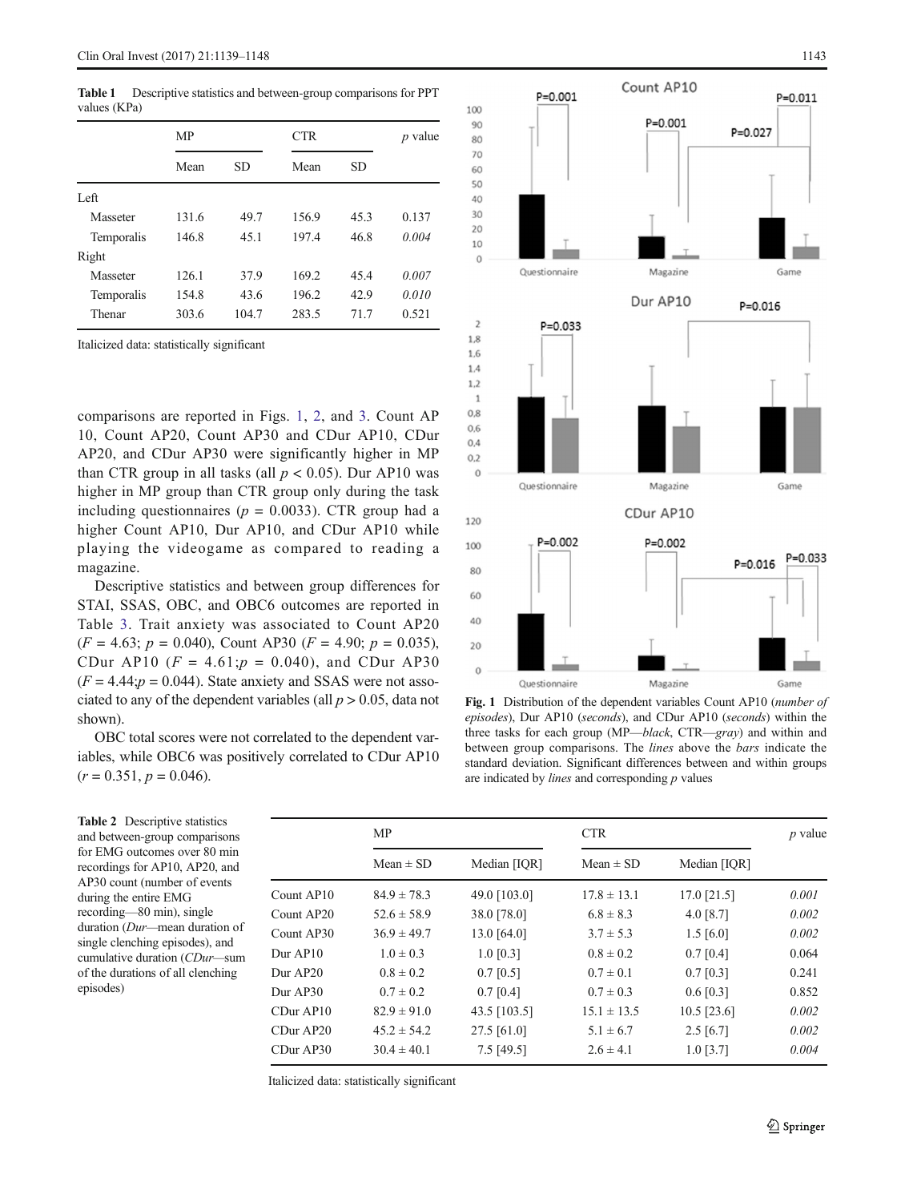**Table 1** Descriptive statistics and between-group comparisons for PPT values (KPa)

| | MP | | CTR | | *p* value |
|---|---|---|---|---|---|
| | Mean | SD | Mean | SD | |
| Left | | | | | |
| Masseter | 131.6 | 49.7 | 156.9 | 45.3 | 0.137 |
| Temporalis | 146.8 | 45.1 | 197.4 | 46.8 | *0.004* |
| Right | | | | | |
| Masseter | 126.1 | 37.9 | 169.2 | 45.4 | *0.007* |
| Temporalis | 154.8 | 43.6 | 196.2 | 42.9 | *0.010* |
| Thenar | 303.6 | 104.7 | 283.5 | 71.7 | 0.521 |

Italicized data: statistically significant

comparisons are reported in Figs. 1, 2, and 3. Count AP 10, Count AP20, Count AP30 and CDur AP10, CDur AP20, and CDur AP30 were significantly higher in MP than CTR group in all tasks (all $p < 0.05$). Dur AP10 was higher in MP group than CTR group only during the task including questionnaires ($p = 0.0033$). CTR group had a higher Count AP10, Dur AP10, and CDur AP10 while playing the videogame as compared to reading a magazine.

Descriptive statistics and between group differences for STAI, SSAS, OBC, and OBC6 outcomes are reported in Table 3. Trait anxiety was associated to Count AP20 ($F = 4.63$; $p = 0.040$), Count AP30 ($F = 4.90$; $p = 0.035$), CDur AP10 ($F = 4.61$; $p = 0.040$), and CDur AP30 ($F = 4.44$; $p = 0.044$). State anxiety and SSAS were not associated to any of the dependent variables (all $p > 0.05$, data not shown).

OBC total scores were not correlated to the dependent variables, while OBC6 was positively correlated to CDur AP10 ($r = 0.351$, $p = 0.046$).

**Fig. 1** Distribution of the dependent variables Count AP10 (*number of episodes*), Dur AP10 (*seconds*), and CDur AP10 (*seconds*) within the three tasks for each group (MP—*black*, CTR—*gray*) and within and between group comparisons. The *lines* above the *bars* indicate the standard deviation. Significant differences between and within groups are indicated by *lines* and corresponding *p* values

**Table 2** Descriptive statistics and between-group comparisons for EMG outcomes over 80 min recordings for AP10, AP20, and AP30 count (number of events during the entire EMG recording—80 min), single duration (*Dur*—mean duration of single clenching episodes), and cumulative duration (*CDur*—sum of the durations of all clenching episodes)

| | MP | | CTR | | *p* value |
|---|---|---|---|---|---|
| | Mean ± SD | Median [IQR] | Mean ± SD | Median [IQR] | |
| Count AP10 | 84.9 ± 78.3 | 49.0 [103.0] | 17.8 ± 13.1 | 17.0 [21.5] | *0.001* |
| Count AP20 | 52.6 ± 58.9 | 38.0 [78.0] | 6.8 ± 8.3 | 4.0 [8.7] | *0.002* |
| Count AP30 | 36.9 ± 49.7 | 13.0 [64.0] | 3.7 ± 5.3 | 1.5 [6.0] | *0.002* |
| Dur AP10 | 1.0 ± 0.3 | 1.0 [0.3] | 0.8 ± 0.2 | 0.7 [0.4] | 0.064 |
| Dur AP20 | 0.8 ± 0.2 | 0.7 [0.5] | 0.7 ± 0.1 | 0.7 [0.3] | 0.241 |
| Dur AP30 | 0.7 ± 0.2 | 0.7 [0.4] | 0.7 ± 0.3 | 0.6 [0.3] | 0.852 |
| CDur AP10 | 82.9 ± 91.0 | 43.5 [103.5] | 15.1 ± 13.5 | 10.5 [23.6] | *0.002* |
| CDur AP20 | 45.2 ± 54.2 | 27.5 [61.0] | 5.1 ± 6.7 | 2.5 [6.7] | *0.002* |
| CDur AP30 | 30.4 ± 40.1 | 7.5 [49.5] | 2.6 ± 4.1 | 1.0 [3.7] | *0.004* |

Italicized data: statistically significant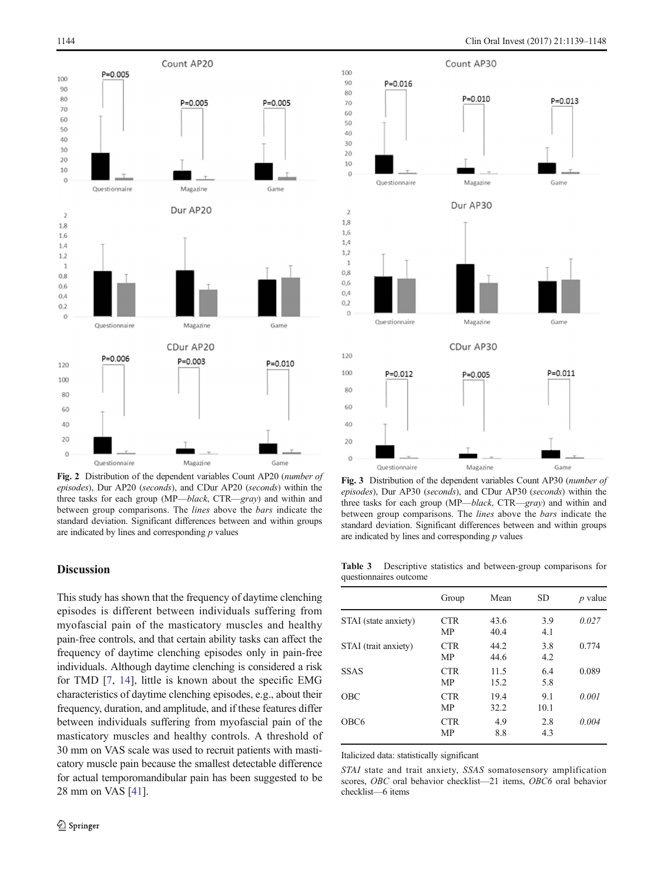Fig. 2 Distribution of the dependent variables Count AP20 (*number of episodes*), Dur AP20 (*seconds*), and CDur AP20 (*seconds*) within the three tasks for each group (MP—*black*, CTR—*gray*) and within and between group comparisons. The *lines* above the *bars* indicate the standard deviation. Significant differences between and within groups are indicated by lines and corresponding *p* values

Fig. 3 Distribution of the dependent variables Count AP30 (*number of episodes*), Dur AP30 (*seconds*), and CDur AP30 (*seconds*) within the three tasks for each group (MP—*black*, CTR—*gray*) and within and between group comparisons. The *lines* above the *bars* indicate the standard deviation. Significant differences between and within groups are indicated by lines and corresponding *p* values

## Discussion

This study has shown that the frequency of daytime clenching episodes is different between individuals suffering from myofascial pain of the masticatory muscles and healthy pain-free controls, and that certain ability tasks can affect the frequency of daytime clenching episodes only in pain-free individuals. Although daytime clenching is considered a risk for TMD [7, 14], little is known about the specific EMG characteristics of daytime clenching episodes, e.g., about their frequency, duration, and amplitude, and if these features differ between individuals suffering from myofascial pain of the masticatory muscles and healthy controls. A threshold of 30 mm on VAS scale was used to recruit patients with masticatory muscle pain because the smallest detectable difference for actual temporomandibular pain has been suggested to be 28 mm on VAS [41].

Table 3 Descriptive statistics and between-group comparisons for questionnaires outcome

| | Group | Mean | SD | *p* value |
|---|---|---|---|---|
| STAI (state anxiety) | CTR | 43.6 | 3.9 | *0.027* |
| | MP | 40.4 | 4.1 | |
| STAI (trait anxiety) | CTR | 44.2 | 3.8 | 0.774 |
| | MP | 44.6 | 4.2 | |
| SSAS | CTR | 11.5 | 6.4 | 0.089 |
| | MP | 15.2 | 5.8 | |
| OBC | CTR | 19.4 | 9.1 | *0.001* |
| | MP | 32.2 | 10.1 | |
| OBC6 | CTR | 4.9 | 2.8 | *0.004* |
| | MP | 8.8 | 4.3 | |

Italicized data: statistically significant

*STAI* state and trait anxiety, *SSAS* somatosensory amplification scores, *OBC* oral behavior checklist—21 items, *OBC6* oral behavior checklist—6 items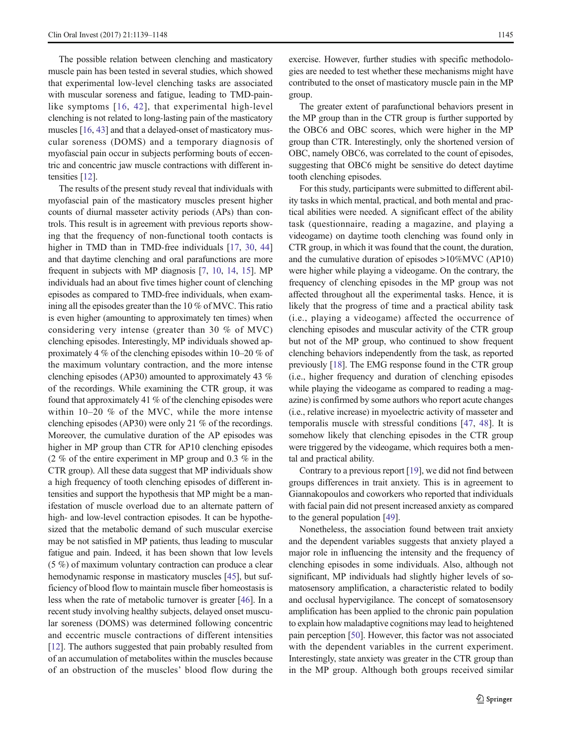The possible relation between clenching and masticatory muscle pain has been tested in several studies, which showed that experimental low-level clenching tasks are associated with muscular soreness and fatigue, leading to TMD-pain-like symptoms [16, 42], that experimental high-level clenching is not related to long-lasting pain of the masticatory muscles [16, 43] and that a delayed-onset of masticatory muscular soreness (DOMS) and a temporary diagnosis of myofascial pain occur in subjects performing bouts of eccentric and concentric jaw muscle contractions with different intensities [12].

The results of the present study reveal that individuals with myofascial pain of the masticatory muscles present higher counts of diurnal masseter activity periods (APs) than controls. This result is in agreement with previous reports showing that the frequency of non-functional tooth contacts is higher in TMD than in TMD-free individuals [17, 30, 44] and that daytime clenching and oral parafunctions are more frequent in subjects with MP diagnosis [7, 10, 14, 15]. MP individuals had an about five times higher count of clenching episodes as compared to TMD-free individuals, when examining all the episodes greater than the 10 % of MVC. This ratio is even higher (amounting to approximately ten times) when considering very intense (greater than 30 % of MVC) clenching episodes. Interestingly, MP individuals showed approximately 4 % of the clenching episodes within 10–20 % of the maximum voluntary contraction, and the more intense clenching episodes (AP30) amounted to approximately 43 % of the recordings. While examining the CTR group, it was found that approximately 41 % of the clenching episodes were within 10–20 % of the MVC, while the more intense clenching episodes (AP30) were only 21 % of the recordings. Moreover, the cumulative duration of the AP episodes was higher in MP group than CTR for AP10 clenching episodes (2 % of the entire experiment in MP group and 0.3 % in the CTR group). All these data suggest that MP individuals show a high frequency of tooth clenching episodes of different intensities and support the hypothesis that MP might be a manifestation of muscle overload due to an alternate pattern of high- and low-level contraction episodes. It can be hypothesized that the metabolic demand of such muscular exercise may be not satisfied in MP patients, thus leading to muscular fatigue and pain. Indeed, it has been shown that low levels (5 %) of maximum voluntary contraction can produce a clear hemodynamic response in masticatory muscles [45], but sufficiency of blood flow to maintain muscle fiber homeostasis is less when the rate of metabolic turnover is greater [46]. In a recent study involving healthy subjects, delayed onset muscular soreness (DOMS) was determined following concentric and eccentric muscle contractions of different intensities [12]. The authors suggested that pain probably resulted from of an accumulation of metabolites within the muscles because of an obstruction of the muscles' blood flow during the exercise. However, further studies with specific methodologies are needed to test whether these mechanisms might have contributed to the onset of masticatory muscle pain in the MP group.

The greater extent of parafunctional behaviors present in the MP group than in the CTR group is further supported by the OBC6 and OBC scores, which were higher in the MP group than CTR. Interestingly, only the shortened version of OBC, namely OBC6, was correlated to the count of episodes, suggesting that OBC6 might be sensitive do detect daytime tooth clenching episodes.

For this study, participants were submitted to different ability tasks in which mental, practical, and both mental and practical abilities were needed. A significant effect of the ability task (questionnaire, reading a magazine, and playing a videogame) on daytime tooth clenching was found only in CTR group, in which it was found that the count, the duration, and the cumulative duration of episodes >10%MVC (AP10) were higher while playing a videogame. On the contrary, the frequency of clenching episodes in the MP group was not affected throughout all the experimental tasks. Hence, it is likely that the progress of time and a practical ability task (i.e., playing a videogame) affected the occurrence of clenching episodes and muscular activity of the CTR group but not of the MP group, who continued to show frequent clenching behaviors independently from the task, as reported previously [18]. The EMG response found in the CTR group (i.e., higher frequency and duration of clenching episodes while playing the videogame as compared to reading a magazine) is confirmed by some authors who report acute changes (i.e., relative increase) in myoelectric activity of masseter and temporalis muscle with stressful conditions [47, 48]. It is somehow likely that clenching episodes in the CTR group were triggered by the videogame, which requires both a mental and practical ability.

Contrary to a previous report [19], we did not find between groups differences in trait anxiety. This is in agreement to Giannakopoulos and coworkers who reported that individuals with facial pain did not present increased anxiety as compared to the general population [49].

Nonetheless, the association found between trait anxiety and the dependent variables suggests that anxiety played a major role in influencing the intensity and the frequency of clenching episodes in some individuals. Also, although not significant, MP individuals had slightly higher levels of somatosensory amplification, a characteristic related to bodily and occlusal hypervigilance. The concept of somatosensory amplification has been applied to the chronic pain population to explain how maladaptive cognitions may lead to heightened pain perception [50]. However, this factor was not associated with the dependent variables in the current experiment. Interestingly, state anxiety was greater in the CTR group than in the MP group. Although both groups received similar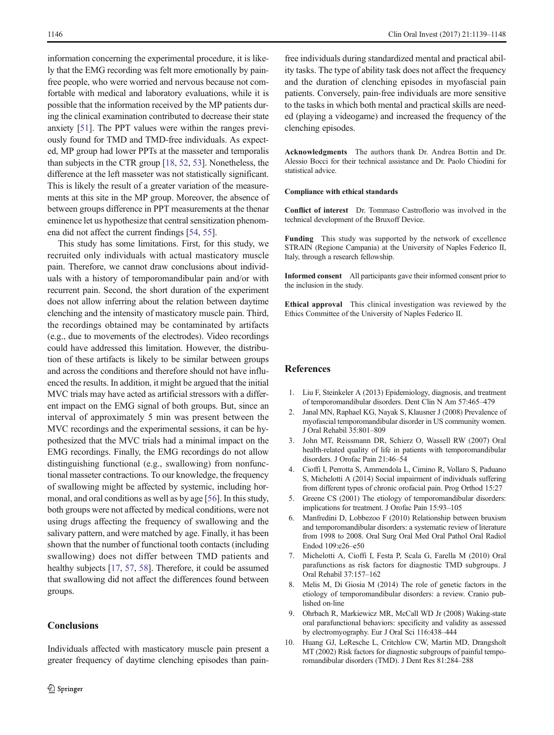information concerning the experimental procedure, it is likely that the EMG recording was felt more emotionally by pain-free people, who were worried and nervous because not comfortable with medical and laboratory evaluations, while it is possible that the information received by the MP patients during the clinical examination contributed to decrease their state anxiety [51]. The PPT values were within the ranges previously found for TMD and TMD-free individuals. As expected, MP group had lower PPTs at the masseter and temporalis than subjects in the CTR group [18, 52, 53]. Nonetheless, the difference at the left masseter was not statistically significant. This is likely the result of a greater variation of the measurements at this site in the MP group. Moreover, the absence of between groups difference in PPT measurements at the thenar eminence let us hypothesize that central sensitization phenomena did not affect the current findings [54, 55].

This study has some limitations. First, for this study, we recruited only individuals with actual masticatory muscle pain. Therefore, we cannot draw conclusions about individuals with a history of temporomandibular pain and/or with recurrent pain. Second, the short duration of the experiment does not allow inferring about the relation between daytime clenching and the intensity of masticatory muscle pain. Third, the recordings obtained may be contaminated by artifacts (e.g., due to movements of the electrodes). Video recordings could have addressed this limitation. However, the distribution of these artifacts is likely to be similar between groups and across the conditions and therefore should not have influenced the results. In addition, it might be argued that the initial MVC trials may have acted as artificial stressors with a different impact on the EMG signal of both groups. But, since an interval of approximately 5 min was present between the MVC recordings and the experimental sessions, it can be hypothesized that the MVC trials had a minimal impact on the EMG recordings. Finally, the EMG recordings do not allow distinguishing functional (e.g., swallowing) from nonfunctional masseter contractions. To our knowledge, the frequency of swallowing might be affected by systemic, including hormonal, and oral conditions as well as by age [56]. In this study, both groups were not affected by medical conditions, were not using drugs affecting the frequency of swallowing and the salivary pattern, and were matched by age. Finally, it has been shown that the number of functional tooth contacts (including swallowing) does not differ between TMD patients and healthy subjects [17, 57, 58]. Therefore, it could be assumed that swallowing did not affect the differences found between groups.

## Conclusions

Individuals affected with masticatory muscle pain present a greater frequency of daytime clenching episodes than pain-free individuals during standardized mental and practical ability tasks. The type of ability task does not affect the frequency and the duration of clenching episodes in myofascial pain patients. Conversely, pain-free individuals are more sensitive to the tasks in which both mental and practical skills are needed (playing a videogame) and increased the frequency of the clenching episodes.

**Acknowledgments** The authors thank Dr. Andrea Bottin and Dr. Alessio Bocci for their technical assistance and Dr. Paolo Chiodini for statistical advice.

**Compliance with ethical standards**

**Conflict of interest** Dr. Tommaso Castroflorio was involved in the technical development of the Bruxoff Device.

**Funding** This study was supported by the network of excellence STRAIN (Regione Campania) at the University of Naples Federico II, Italy, through a research fellowship.

**Informed consent** All participants gave their informed consent prior to the inclusion in the study.

**Ethical approval** This clinical investigation was reviewed by the Ethics Committee of the University of Naples Federico II.

## References

1. Liu F, Steinkeler A (2013) Epidemiology, diagnosis, and treatment of temporomandibular disorders. Dent Clin N Am 57:465–479
2. Janal MN, Raphael KG, Nayak S, Klausner J (2008) Prevalence of myofascial temporomandibular disorder in US community women. J Oral Rehabil 35:801–809
3. John MT, Reissmann DR, Schierz O, Wassell RW (2007) Oral health-related quality of life in patients with temporomandibular disorders. J Orofac Pain 21:46–54
4. Cioffi I, Perrotta S, Ammendola L, Cimino R, Vollaro S, Paduano S, Michelotti A (2014) Social impairment of individuals suffering from different types of chronic orofacial pain. Prog Orthod 15:27
5. Greene CS (2001) The etiology of temporomandibular disorders: implications for treatment. J Orofac Pain 15:93–105
6. Manfredini D, Lobbezoo F (2010) Relationship between bruxism and temporomandibular disorders: a systematic review of literature from 1998 to 2008. Oral Surg Oral Med Oral Pathol Oral Radiol Endod 109:e26–e50
7. Michelotti A, Cioffi I, Festa P, Scala G, Farella M (2010) Oral parafunctions as risk factors for diagnostic TMD subgroups. J Oral Rehabil 37:157–162
8. Melis M, Di Giosia M (2014) The role of genetic factors in the etiology of temporomandibular disorders: a review. Cranio published on-line
9. Ohrbach R, Markiewicz MR, McCall WD Jr (2008) Waking-state oral parafunctional behaviors: specificity and validity as assessed by electromyography. Eur J Oral Sci 116:438–444
10. Huang GJ, LeResche L, Critchlow CW, Martin MD, Drangsholt MT (2002) Risk factors for diagnostic subgroups of painful temporomandibular disorders (TMD). J Dent Res 81:284–288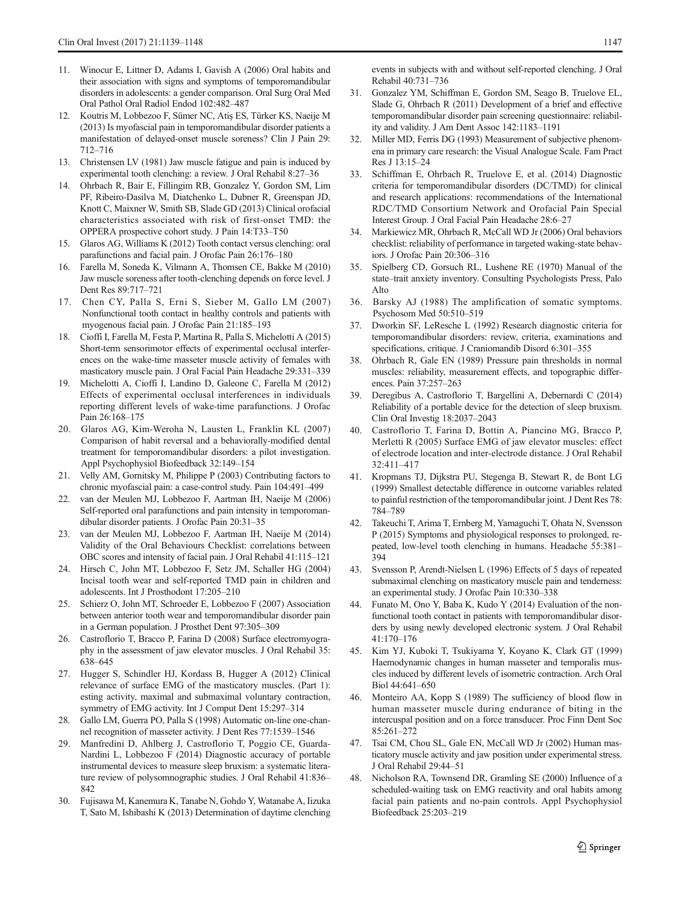11. Winocur E, Littner D, Adams I, Gavish A (2006) Oral habits and their association with signs and symptoms of temporomandibular disorders in adolescents: a gender comparison. Oral Surg Oral Med Oral Pathol Oral Radiol Endod 102:482–487
12. Koutris M, Lobbezoo F, Sümer NC, Atiş ES, Türker KS, Naeije M (2013) Is myofascial pain in temporomandibular disorder patients a manifestation of delayed-onset muscle soreness? Clin J Pain 29: 712–716
13. Christensen LV (1981) Jaw muscle fatigue and pain is induced by experimental tooth clenching: a review. J Oral Rehabil 8:27–36
14. Ohrbach R, Bair E, Fillingim RB, Gonzalez Y, Gordon SM, Lim PF, Ribeiro-Dasilva M, Diatchenko L, Dubner R, Greenspan JD, Knott C, Maixner W, Smith SB, Slade GD (2013) Clinical orofacial characteristics associated with risk of first-onset TMD: the OPPERA prospective cohort study. J Pain 14:T33–T50
15. Glaros AG, Williams K (2012) Tooth contact versus clenching: oral parafunctions and facial pain. J Orofac Pain 26:176–180
16. Farella M, Soneda K, Vilmann A, Thomsen CE, Bakke M (2010) Jaw muscle soreness after tooth-clenching depends on force level. J Dent Res 89:717–721
17. Chen CY, Palla S, Erni S, Sieber M, Gallo LM (2007) Nonfunctional tooth contact in healthy controls and patients with myogenous facial pain. J Orofac Pain 21:185–193
18. Cioffi I, Farella M, Festa P, Martina R, Palla S, Michelotti A (2015) Short-term sensorimotor effects of experimental occlusal interferences on the wake-time masseter muscle activity of females with masticatory muscle pain. J Oral Facial Pain Headache 29:331–339
19. Michelotti A, Cioffi I, Landino D, Galeone C, Farella M (2012) Effects of experimental occlusal interferences in individuals reporting different levels of wake-time parafunctions. J Orofac Pain 26:168–175
20. Glaros AG, Kim-Weroha N, Lausten L, Franklin KL (2007) Comparison of habit reversal and a behaviorally-modified dental treatment for temporomandibular disorders: a pilot investigation. Appl Psychophysiol Biofeedback 32:149–154
21. Velly AM, Gornitsky M, Philippe P (2003) Contributing factors to chronic myofascial pain: a case-control study. Pain 104:491–499
22. van der Meulen MJ, Lobbezoo F, Aartman IH, Naeije M (2006) Self-reported oral parafunctions and pain intensity in temporomandibular disorder patients. J Orofac Pain 20:31–35
23. van der Meulen MJ, Lobbezoo F, Aartman IH, Naeije M (2014) Validity of the Oral Behaviours Checklist: correlations between OBC scores and intensity of facial pain. J Oral Rehabil 41:115–121
24. Hirsch C, John MT, Lobbezoo F, Setz JM, Schaller HG (2004) Incisal tooth wear and self-reported TMD pain in children and adolescents. Int J Prosthodont 17:205–210
25. Schierz O, John MT, Schroeder E, Lobbezoo F (2007) Association between anterior tooth wear and temporomandibular disorder pain in a German population. J Prosthet Dent 97:305–309
26. Castroflorio T, Bracco P, Farina D (2008) Surface electromyography in the assessment of jaw elevator muscles. J Oral Rehabil 35: 638–645
27. Hugger S, Schindler HJ, Kordass B, Hugger A (2012) Clinical relevance of surface EMG of the masticatory muscles. (Part 1): esting activity, maximal and submaximal voluntary contraction, symmetry of EMG activity. Int J Comput Dent 15:297–314
28. Gallo LM, Guerra PO, Palla S (1998) Automatic on-line one-channel recognition of masseter activity. J Dent Res 77:1539–1546
29. Manfredini D, Ahlberg J, Castroflorio T, Poggio CE, Guarda-Nardini L, Lobbezoo F (2014) Diagnostic accuracy of portable instrumental devices to measure sleep bruxism: a systematic literature review of polysomnographic studies. J Oral Rehabil 41:836–842
30. Fujisawa M, Kanemura K, Tanabe N, Gohdo Y, Watanabe A, Iizuka T, Sato M, Ishibashi K (2013) Determination of daytime clenching events in subjects with and without self-reported clenching. J Oral Rehabil 40:731–736
31. Gonzalez YM, Schiffman E, Gordon SM, Seago B, Truelove EL, Slade G, Ohrbach R (2011) Development of a brief and effective temporomandibular disorder pain screening questionnaire: reliability and validity. J Am Dent Assoc 142:1183–1191
32. Miller MD, Ferris DG (1993) Measurement of subjective phenomena in primary care research: the Visual Analogue Scale. Fam Pract Res J 13:15–24
33. Schiffman E, Ohrbach R, Truelove E, et al. (2014) Diagnostic criteria for temporomandibular disorders (DC/TMD) for clinical and research applications: recommendations of the International RDC/TMD Consortium Network and Orofacial Pain Special Interest Group. J Oral Facial Pain Headache 28:6–27
34. Markiewicz MR, Ohrbach R, McCall WD Jr (2006) Oral behaviors checklist: reliability of performance in targeted waking-state behaviors. J Orofac Pain 20:306–316
35. Spielberg CD, Gorsuch RL, Lushene RE (1970) Manual of the state–trait anxiety inventory. Consulting Psychologists Press, Palo Alto
36. Barsky AJ (1988) The amplification of somatic symptoms. Psychosom Med 50:510–519
37. Dworkin SF, LeResche L (1992) Research diagnostic criteria for temporomandibular disorders: review, criteria, examinations and specifications, critique. J Craniomandib Disord 6:301–355
38. Ohrbach R, Gale EN (1989) Pressure pain thresholds in normal muscles: reliability, measurement effects, and topographic differences. Pain 37:257–263
39. Deregibus A, Castroflorio T, Bargellini A, Debernardi C (2014) Reliability of a portable device for the detection of sleep bruxism. Clin Oral Investig 18:2037–2043
40. Castroflorio T, Farina D, Bottin A, Piancino MG, Bracco P, Merletti R (2005) Surface EMG of jaw elevator muscles: effect of electrode location and inter-electrode distance. J Oral Rehabil 32:411–417
41. Kropmans TJ, Dijkstra PU, Stegenga B, Stewart R, de Bont LG (1999) Smallest detectable difference in outcome variables related to painful restriction of the temporomandibular joint. J Dent Res 78: 784–789
42. Takeuchi T, Arima T, Ernberg M, Yamaguchi T, Ohata N, Svensson P (2015) Symptoms and physiological responses to prolonged, repeated, low-level tooth clenching in humans. Headache 55:381–394
43. Svensson P, Arendt-Nielsen L (1996) Effects of 5 days of repeated submaximal clenching on masticatory muscle pain and tenderness: an experimental study. J Orofac Pain 10:330–338
44. Funato M, Ono Y, Baba K, Kudo Y (2014) Evaluation of the non-functional tooth contact in patients with temporomandibular disorders by using newly developed electronic system. J Oral Rehabil 41:170–176
45. Kim YJ, Kuboki T, Tsukiyama Y, Koyano K, Clark GT (1999) Haemodynamic changes in human masseter and temporalis muscles induced by different levels of isometric contraction. Arch Oral Biol 44:641–650
46. Monteiro AA, Kopp S (1989) The sufficiency of blood flow in human masseter muscle during endurance of biting in the intercuspal position and on a force transducer. Proc Finn Dent Soc 85:261–272
47. Tsai CM, Chou SL, Gale EN, McCall WD Jr (2002) Human masticatory muscle activity and jaw position under experimental stress. J Oral Rehabil 29:44–51
48. Nicholson RA, Townsend DR, Gramling SE (2000) Influence of a scheduled-waiting task on EMG reactivity and oral habits among facial pain patients and no-pain controls. Appl Psychophysiol Biofeedback 25:203–219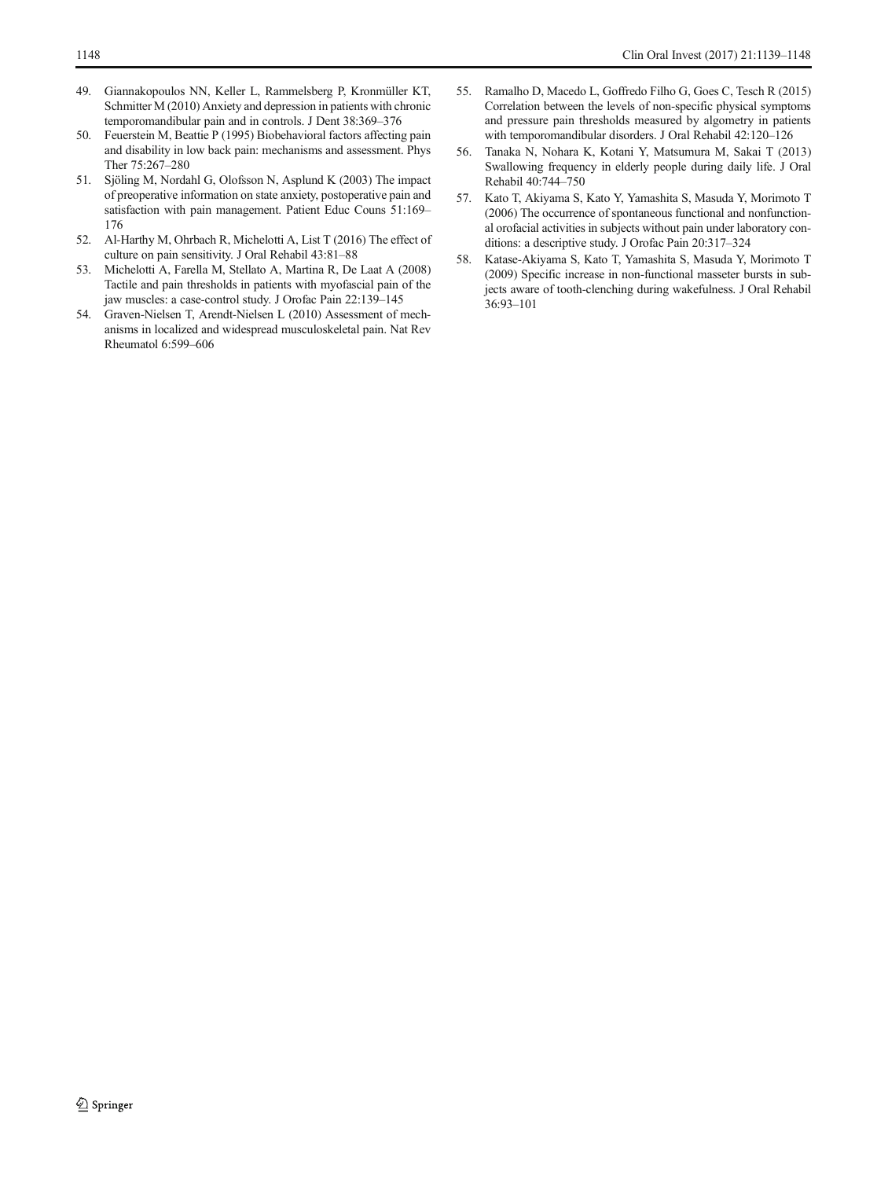49. Giannakopoulos NN, Keller L, Rammelsberg P, Kronmüller KT, Schmitter M (2010) Anxiety and depression in patients with chronic temporomandibular pain and in controls. J Dent 38:369–376
50. Feuerstein M, Beattie P (1995) Biobehavioral factors affecting pain and disability in low back pain: mechanisms and assessment. Phys Ther 75:267–280
51. Sjöling M, Nordahl G, Olofsson N, Asplund K (2003) The impact of preoperative information on state anxiety, postoperative pain and satisfaction with pain management. Patient Educ Couns 51:169–176
52. Al-Harthy M, Ohrbach R, Michelotti A, List T (2016) The effect of culture on pain sensitivity. J Oral Rehabil 43:81–88
53. Michelotti A, Farella M, Stellato A, Martina R, De Laat A (2008) Tactile and pain thresholds in patients with myofascial pain of the jaw muscles: a case-control study. J Orofac Pain 22:139–145
54. Graven-Nielsen T, Arendt-Nielsen L (2010) Assessment of mechanisms in localized and widespread musculoskeletal pain. Nat Rev Rheumatol 6:599–606
55. Ramalho D, Macedo L, Goffredo Filho G, Goes C, Tesch R (2015) Correlation between the levels of non-specific physical symptoms and pressure pain thresholds measured by algometry in patients with temporomandibular disorders. J Oral Rehabil 42:120–126
56. Tanaka N, Nohara K, Kotani Y, Matsumura M, Sakai T (2013) Swallowing frequency in elderly people during daily life. J Oral Rehabil 40:744–750
57. Kato T, Akiyama S, Kato Y, Yamashita S, Masuda Y, Morimoto T (2006) The occurrence of spontaneous functional and nonfunctional orofacial activities in subjects without pain under laboratory conditions: a descriptive study. J Orofac Pain 20:317–324
58. Katase-Akiyama S, Kato T, Yamashita S, Masuda Y, Morimoto T (2009) Specific increase in non-functional masseter bursts in subjects aware of tooth-clenching during wakefulness. J Oral Rehabil 36:93–101